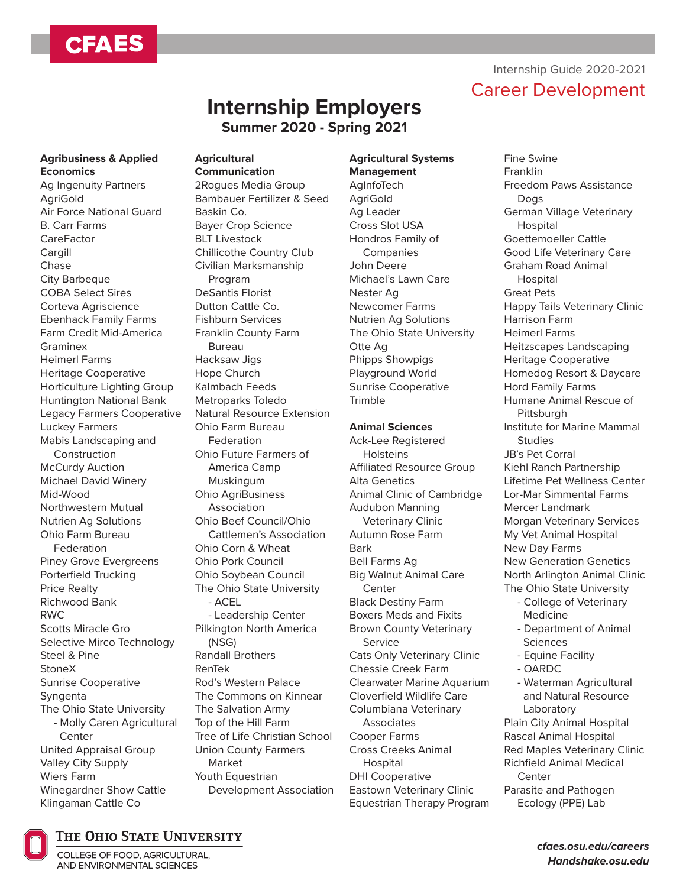CFAES

Internship Guide 2020-2021

Career Development

# Internship Employers

## Summer 2020 - Spring 2021

**Agribusiness & Applied Economics**

- Ag Ingenuity Partners
- AgriGold
- Air Force National Guard
- B. Carr Farms
- CareFactor
- Cargill
- Chase
- City Barbeque
- COBA Select Sires
- Corteva Agriscience
- Ebenhack Family Farms
- Farm Credit Mid-America
- Graminex
- Heimerl Farms
- Heritage Cooperative
- Horticulture Lighting Group
- Huntington National Bank
- Legacy Farmers Cooperative
- Luckey Farmers
- Mabis Landscaping and Construction
- McCurdy Auction
- Michael David Winery
- Mid-Wood
- Northwestern Mutual
- Nutrien Ag Solutions
- Ohio Farm Bureau Federation
- Piney Grove Evergreens
- Porterfield Trucking
- Price Realty
- Richwood Bank
- RWC
- Scotts Miracle Gro
- Selective Mirco Technology
- Steel & Pine
- StoneX
- Sunrise Cooperative
- Syngenta
- The Ohio State University
  - Molly Caren Agricultural Center
- United Appraisal Group
- Valley City Supply
- Wiers Farm
- Winegardner Show Cattle
- Klingaman Cattle Co

**Agricultural Communication**

- 2Rogues Media Group
- Bambauer Fertilizer & Seed
- Baskin Co.
- Bayer Crop Science
- BLT Livestock
- Chillicothe Country Club
- Civilian Marksmanship Program
- DeSantis Florist
- Dutton Cattle Co.
- Fishburn Services
- Franklin County Farm Bureau
- Hacksaw Jigs
- Hope Church
- Kalmbach Feeds
- Metroparks Toledo
- Natural Resource Extension
- Ohio Farm Bureau Federation
- Ohio Future Farmers of America Camp Muskingum
- Ohio AgriBusiness Association
- Ohio Beef Council/Ohio Cattlemen's Association
- Ohio Corn & Wheat
- Ohio Pork Council
- Ohio Soybean Council
- The Ohio State University
  - ACEL
  - Leadership Center
- Pilkington North America (NSG)
- Randall Brothers
- RenTek
- Rod's Western Palace
- The Commons on Kinnear
- The Salvation Army
- Top of the Hill Farm
- Tree of Life Christian School
- Union County Farmers Market
- Youth Equestrian Development Association

**Agricultural Systems Management**

- AgInfoTech
- AgriGold
- Ag Leader
- Cross Slot USA
- Hondros Family of Companies
- John Deere
- Michael's Lawn Care
- Nester Ag
- Newcomer Farms
- Nutrien Ag Solutions
- The Ohio State University
- Otte Ag
- Phipps Showpigs
- Playground World
- Sunrise Cooperative
- Trimble

**Animal Sciences**

- Ack-Lee Registered Holsteins
- Affiliated Resource Group
- Alta Genetics
- Animal Clinic of Cambridge
- Audubon Manning Veterinary Clinic
- Autumn Rose Farm
- Bark
- Bell Farms Ag
- Big Walnut Animal Care Center
- Black Destiny Farm
- Boxers Meds and Fixits
- Brown County Veterinary Service
- Cats Only Veterinary Clinic
- Chessie Creek Farm
- Clearwater Marine Aquarium
- Cloverfield Wildlife Care
- Columbiana Veterinary Associates
- Cooper Farms
- Cross Creeks Animal Hospital
- DHI Cooperative
- Eastown Veterinary Clinic
- Equestrian Therapy Program
- Fine Swine
- Franklin
- Freedom Paws Assistance Dogs
- German Village Veterinary Hospital
- Goettemoeller Cattle
- Good Life Veterinary Care
- Graham Road Animal Hospital
- Great Pets
- Happy Tails Veterinary Clinic
- Harrison Farm
- Heimerl Farms
- Heitzscapes Landscaping
- Heritage Cooperative
- Homedog Resort & Daycare
- Hord Family Farms
- Humane Animal Rescue of Pittsburgh
- Institute for Marine Mammal Studies
- JB's Pet Corral
- Kiehl Ranch Partnership
- Lifetime Pet Wellness Center
- Lor-Mar Simmental Farms
- Mercer Landmark
- Morgan Veterinary Services
- My Vet Animal Hospital
- New Day Farms
- New Generation Genetics
- North Arlington Animal Clinic
- The Ohio State University
  - College of Veterinary Medicine
  - Department of Animal Sciences
  - Equine Facility
  - OARDC
  - Waterman Agricultural and Natural Resource Laboratory
- Plain City Animal Hospital
- Rascal Animal Hospital
- Red Maples Veterinary Clinic
- Richfield Animal Medical Center
- Parasite and Pathogen Ecology (PPE) Lab

The Ohio State University
College of Food, Agricultural, and Environmental Sciences

*cfaes.osu.edu/careers*
*Handshake.osu.edu*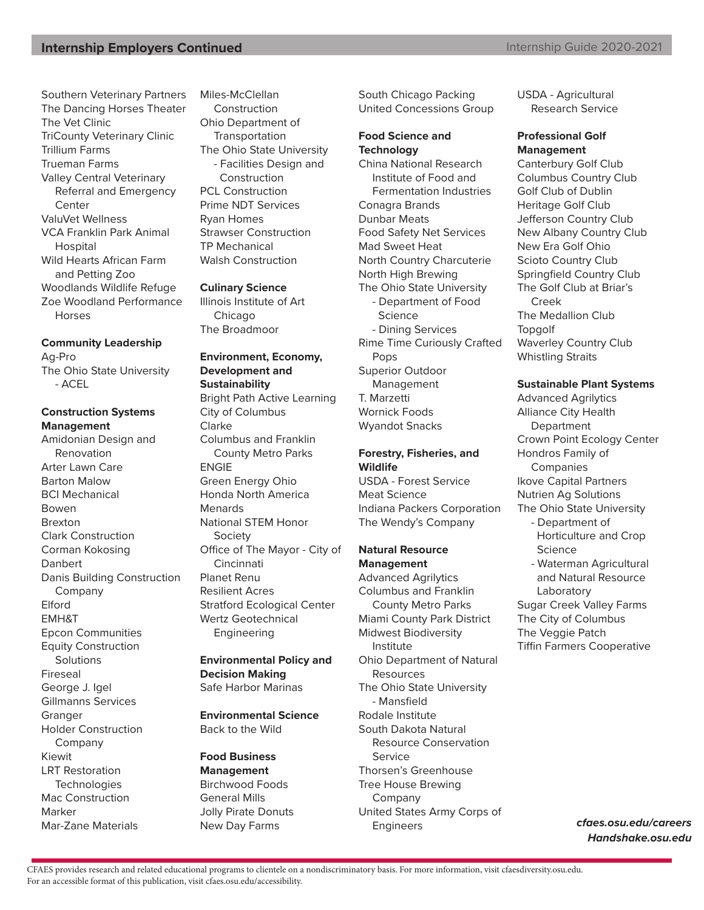## Internship Employers Continued

Southern Veterinary Partners
The Dancing Horses Theater
The Vet Clinic
TriCounty Veterinary Clinic
Trillium Farms
Trueman Farms
Valley Central Veterinary Referral and Emergency Center
ValuVet Wellness
VCA Franklin Park Animal Hospital
Wild Hearts African Farm and Petting Zoo
Woodlands Wildlife Refuge
Zoe Woodland Performance Horses

**Community Leadership**
Ag-Pro
The Ohio State University
- ACEL

**Construction Systems Management**
Amidonian Design and Renovation
Arter Lawn Care
Barton Malow
BCI Mechanical
Bowen
Brexton
Clark Construction
Corman Kokosing
Danbert
Danis Building Construction Company
Elford
EMH&T
Epcon Communities
Equity Construction Solutions
Fireseal
George J. Igel
Gillmanns Services
Granger
Holder Construction Company
Kiewit
LRT Restoration Technologies
Mac Construction
Marker
Mar-Zane Materials
Miles-McClellan Construction
Ohio Department of Transportation
The Ohio State University
- Facilities Design and Construction

PCL Construction
Prime NDT Services
Ryan Homes
Strawser Construction
TP Mechanical
Walsh Construction

**Culinary Science**
Illinois Institute of Art Chicago
The Broadmoor

**Environment, Economy, Development and Sustainability**
Bright Path Active Learning
City of Columbus
Clarke
Columbus and Franklin County Metro Parks
ENGIE
Green Energy Ohio
Honda North America
Menards
National STEM Honor Society
Office of The Mayor - City of Cincinnati
Planet Renu
Resilient Acres
Stratford Ecological Center
Wertz Geotechnical Engineering

**Environmental Policy and Decision Making**
Safe Harbor Marinas

**Environmental Science**
Back to the Wild

**Food Business Management**
Birchwood Foods
General Mills
Jolly Pirate Donuts
New Day Farms
South Chicago Packing
United Concessions Group

**Food Science and Technology**
China National Research Institute of Food and Fermentation Industries
Conagra Brands
Dunbar Meats
Food Safety Net Services
Mad Sweet Heat
North Country Charcuterie
North High Brewing
The Ohio State University
- Department of Food Science
- Dining Services

Rime Time Curiously Crafted Pops
Superior Outdoor Management
T. Marzetti
Wornick Foods
Wyandot Snacks

**Forestry, Fisheries, and Wildlife**
USDA - Forest Service
Meat Science
Indiana Packers Corporation
The Wendy's Company

**Natural Resource Management**
Advanced Agrilytics
Columbus and Franklin County Metro Parks
Miami County Park District
Midwest Biodiversity Institute
Ohio Department of Natural Resources
The Ohio State University
- Mansfield

Rodale Institute
South Dakota Natural Resource Conservation Service
Thorsen's Greenhouse
Tree House Brewing Company
United States Army Corps of Engineers
USDA - Agricultural Research Service

**Professional Golf Management**
Canterbury Golf Club
Columbus Country Club
Golf Club of Dublin
Heritage Golf Club
Jefferson Country Club
New Albany Country Club
New Era Golf Ohio
Scioto Country Club
Springfield Country Club
The Golf Club at Briar's Creek
The Medallion Club
Topgolf
Waverley Country Club
Whistling Straits

**Sustainable Plant Systems**
Advanced Agrilytics
Alliance City Health Department
Crown Point Ecology Center
Hondros Family of Companies
Ikove Capital Partners
Nutrien Ag Solutions
The Ohio State University
- Department of Horticulture and Crop Science
- Waterman Agricultural and Natural Resource Laboratory

Sugar Creek Valley Farms
The City of Columbus
The Veggie Patch
Tiffin Farmers Cooperative

***cfaes.osu.edu/careers***
***Handshake.osu.edu***

CFAES provides research and related educational programs to clientele on a nondiscriminatory basis. For more information, visit cfaesdiversity.osu.edu. For an accessible format of this publication, visit cfaes.osu.edu/accessibility.